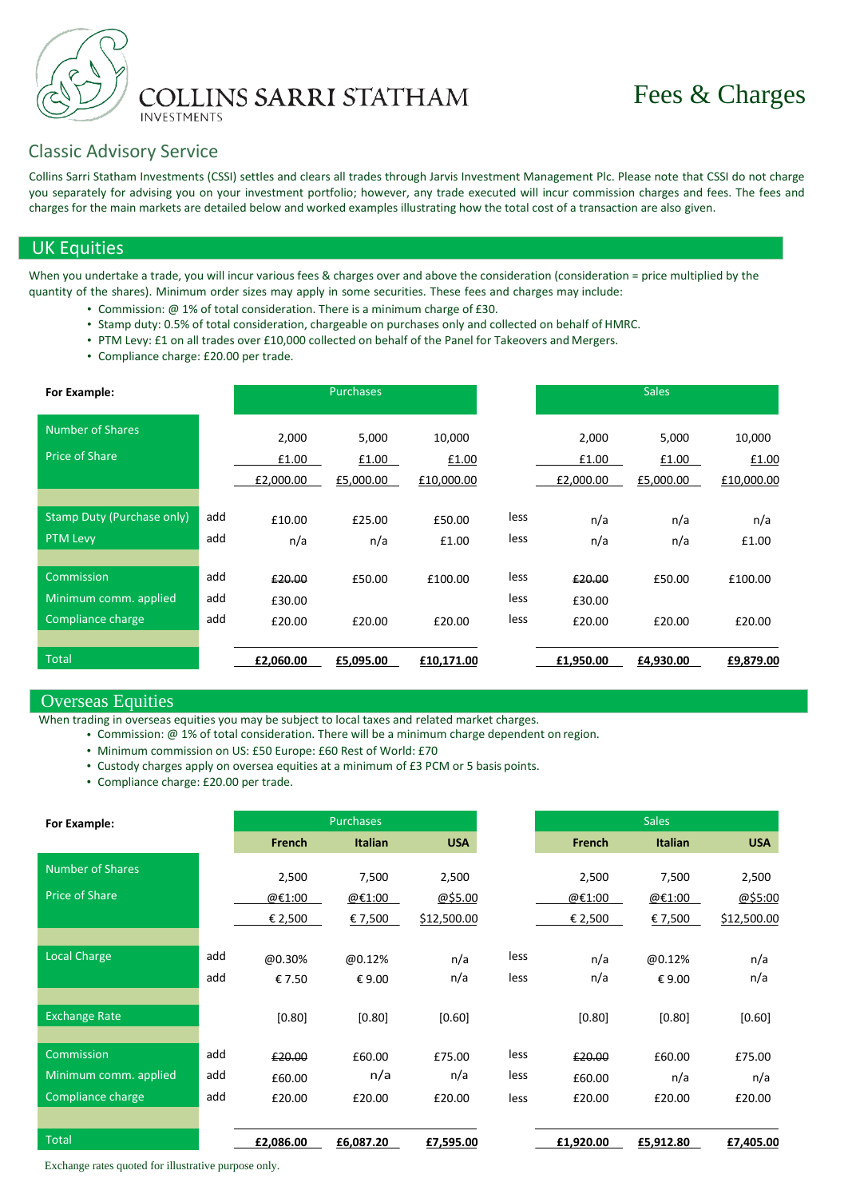# COLLINS SARRI STATHAM INVESTMENTS

# Fees & Charges

## Classic Advisory Service

Collins Sarri Statham Investments (CSSI) settles and clears all trades through Jarvis Investment Management Plc. Please note that CSSI do not charge you separately for advising you on your investment portfolio; however, any trade executed will incur commission charges and fees. The fees and charges for the main markets are detailed below and worked examples illustrating how the total cost of a transaction are also given.

## UK Equities

When you undertake a trade, you will incur various fees & charges over and above the consideration (consideration = price multiplied by the quantity of the shares). Minimum order sizes may apply in some securities. These fees and charges may include:

- Commission: @ 1% of total consideration. There is a minimum charge of £30.
- Stamp duty: 0.5% of total consideration, chargeable on purchases only and collected on behalf of HMRC.
- PTM Levy: £1 on all trades over £10,000 collected on behalf of the Panel for Takeovers and Mergers.
- Compliance charge: £20.00 per trade.

| For Example: | | Purchases | | | | Sales | | |
|---|---|---|---|---|---|---|---|---|
| Number of Shares | | 2,000 | 5,000 | 10,000 | | 2,000 | 5,000 | 10,000 |
| Price of Share | | £1.00 | £1.00 | £1.00 | | £1.00 | £1.00 | £1.00 |
| | | £2,000.00 | £5,000.00 | £10,000.00 | | £2,000.00 | £5,000.00 | £10,000.00 |
| Stamp Duty (Purchase only) | add | £10.00 | £25.00 | £50.00 | less | n/a | n/a | n/a |
| PTM Levy | add | n/a | n/a | £1.00 | less | n/a | n/a | £1.00 |
| Commission | add | ~~£20.00~~ | £50.00 | £100.00 | less | ~~£20.00~~ | £50.00 | £100.00 |
| Minimum comm. applied | add | £30.00 | | | less | £30.00 | | |
| Compliance charge | add | £20.00 | £20.00 | £20.00 | less | £20.00 | £20.00 | £20.00 |
| Total | | **£2,060.00** | **£5,095.00** | **£10,171.00** | | **£1,950.00** | **£4,930.00** | **£9,879.00** |

## Overseas Equities

When trading in overseas equities you may be subject to local taxes and related market charges.

- Commission: @ 1% of total consideration. There will be a minimum charge dependent on region.
- Minimum commission on US: £50 Europe: £60 Rest of World: £70
- Custody charges apply on oversea equities at a minimum of £3 PCM or 5 basis points.
- Compliance charge: £20.00 per trade.

| For Example: | | Purchases | | | | Sales | | |
|---|---|---|---|---|---|---|---|---|
| | | **French** | **Italian** | **USA** | | **French** | **Italian** | **USA** |
| Number of Shares | | 2,500 | 7,500 | 2,500 | | 2,500 | 7,500 | 2,500 |
| Price of Share | | @€1:00 | @€1:00 | @$5.00 | | @€1:00 | @€1:00 | @$5:00 |
| | | € 2,500 | € 7,500 | $12,500.00 | | € 2,500 | € 7,500 | $12,500.00 |
| Local Charge | add | @0.30% | @0.12% | n/a | less | n/a | @0.12% | n/a |
| | add | € 7.50 | € 9.00 | n/a | less | n/a | € 9.00 | n/a |
| Exchange Rate | | [0.80] | [0.80] | [0.60] | | [0.80] | [0.80] | [0.60] |
| Commission | add | ~~£20.00~~ | £60.00 | £75.00 | less | ~~£20.00~~ | £60.00 | £75.00 |
| Minimum comm. applied | add | £60.00 | n/a | n/a | less | £60.00 | n/a | n/a |
| Compliance charge | add | £20.00 | £20.00 | £20.00 | less | £20.00 | £20.00 | £20.00 |
| Total | | **£2,086.00** | **£6,087.20** | **£7,595.00** | | **£1,920.00** | **£5,912.80** | **£7,405.00** |

Exchange rates quoted for illustrative purpose only.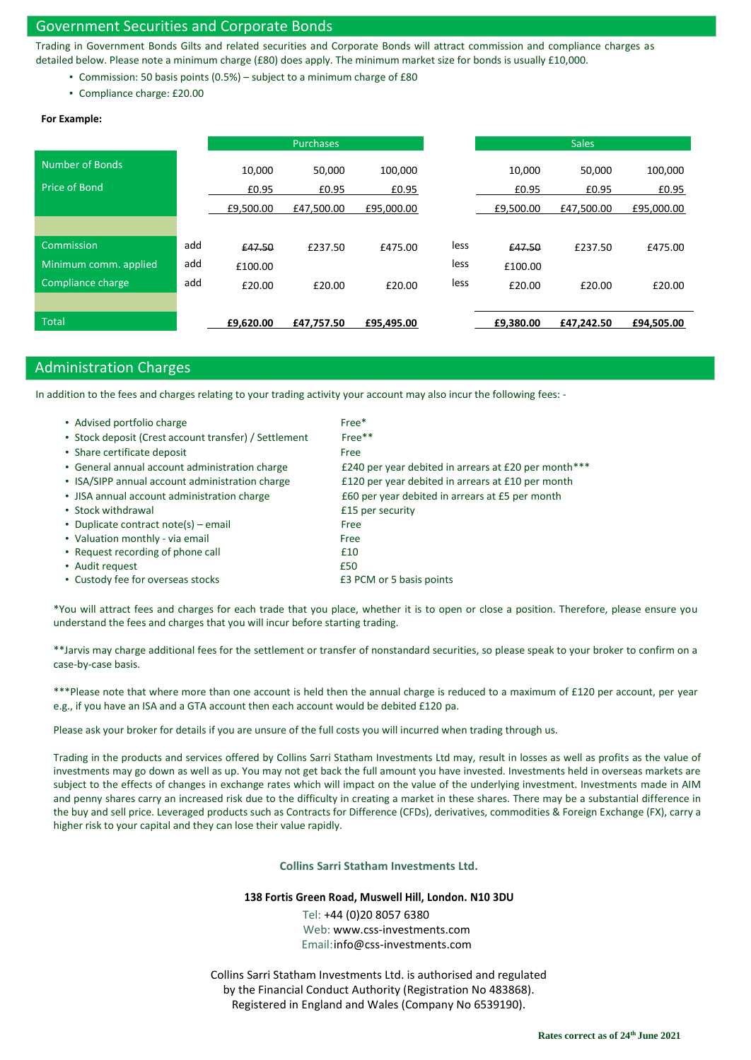## Government Securities and Corporate Bonds

Trading in Government Bonds Gilts and related securities and Corporate Bonds will attract commission and compliance charges as detailed below. Please note a minimum charge (£80) does apply. The minimum market size for bonds is usually £10,000.

- Commission: 50 basis points (0.5%) – subject to a minimum charge of £80
- Compliance charge: £20.00

**For Example:**

| | | Purchases | | | | Sales | | |
|---|---|---|---|---|---|---|---|---|
| Number of Bonds | | 10,000 | 50,000 | 100,000 | | 10,000 | 50,000 | 100,000 |
| Price of Bond | | £0.95 | £0.95 | £0.95 | | £0.95 | £0.95 | £0.95 |
| | | £9,500.00 | £47,500.00 | £95,000.00 | | £9,500.00 | £47,500.00 | £95,000.00 |
| Commission | add | ~~£47.50~~ | £237.50 | £475.00 | less | ~~£47.50~~ | £237.50 | £475.00 |
| Minimum comm. applied | add | £100.00 | | | less | £100.00 | | |
| Compliance charge | add | £20.00 | £20.00 | £20.00 | less | £20.00 | £20.00 | £20.00 |
| Total | | **£9,620.00** | **£47,757.50** | **£95,495.00** | | **£9,380.00** | **£47,242.50** | **£94,505.00** |

## Administration Charges

In addition to the fees and charges relating to your trading activity your account may also incur the following fees: -

- Advised portfolio charge — Free*
- Stock deposit (Crest account transfer) / Settlement — Free**
- Share certificate deposit — Free
- General annual account administration charge — £240 per year debited in arrears at £20 per month***
- ISA/SIPP annual account administration charge — £120 per year debited in arrears at £10 per month
- JISA annual account administration charge — £60 per year debited in arrears at £5 per month
- Stock withdrawal — £15 per security
- Duplicate contract note(s) – email — Free
- Valuation monthly - via email — Free
- Request recording of phone call — £10
- Audit request — £50
- Custody fee for overseas stocks — £3 PCM or 5 basis points

*You will attract fees and charges for each trade that you place, whether it is to open or close a position. Therefore, please ensure you understand the fees and charges that you will incur before starting trading.

**Jarvis may charge additional fees for the settlement or transfer of nonstandard securities, so please speak to your broker to confirm on a case-by-case basis.

***Please note that where more than one account is held then the annual charge is reduced to a maximum of £120 per account, per year e.g., if you have an ISA and a GTA account then each account would be debited £120 pa.

Please ask your broker for details if you are unsure of the full costs you will incurred when trading through us.

Trading in the products and services offered by Collins Sarri Statham Investments Ltd may, result in losses as well as profits as the value of investments may go down as well as up. You may not get back the full amount you have invested. Investments held in overseas markets are subject to the effects of changes in exchange rates which will impact on the value of the underlying investment. Investments made in AIM and penny shares carry an increased risk due to the difficulty in creating a market in these shares. There may be a substantial difference in the buy and sell price. Leveraged products such as Contracts for Difference (CFDs), derivatives, commodities & Foreign Exchange (FX), carry a higher risk to your capital and they can lose their value rapidly.

**Collins Sarri Statham Investments Ltd.**

**138 Fortis Green Road, Muswell Hill, London. N10 3DU**

Tel: +44 (0)20 8057 6380
Web: www.css-investments.com
Email: info@css-investments.com

Collins Sarri Statham Investments Ltd. is authorised and regulated by the Financial Conduct Authority (Registration No 483868). Registered in England and Wales (Company No 6539190).

**Rates correct as of 24th June 2021**